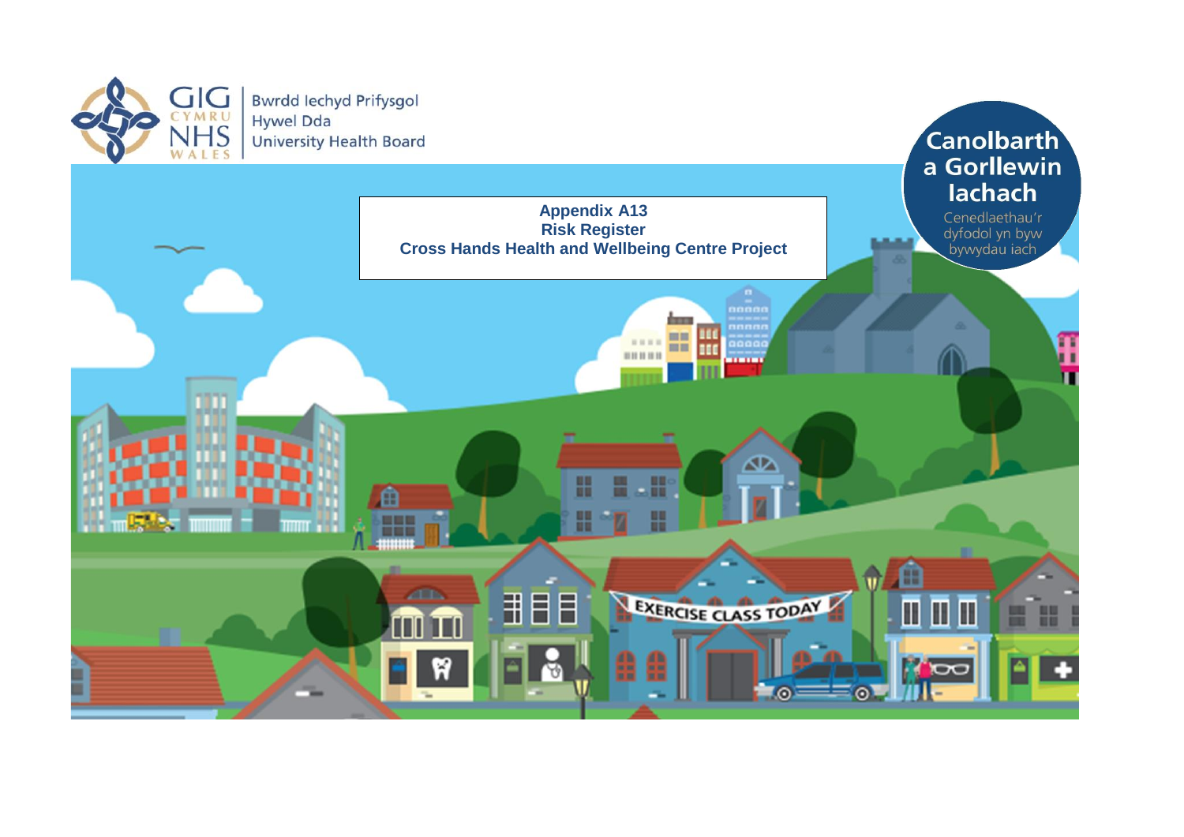Bwrdd Iechyd Prifysgol Hywel Dda University Health Board

Canolbarth a Gorllewin Iachach

Cenedlaethau'r dyfodol yn byw bywydau iach

# Appendix A13
## Risk Register
## Cross Hands Health and Wellbeing Centre Project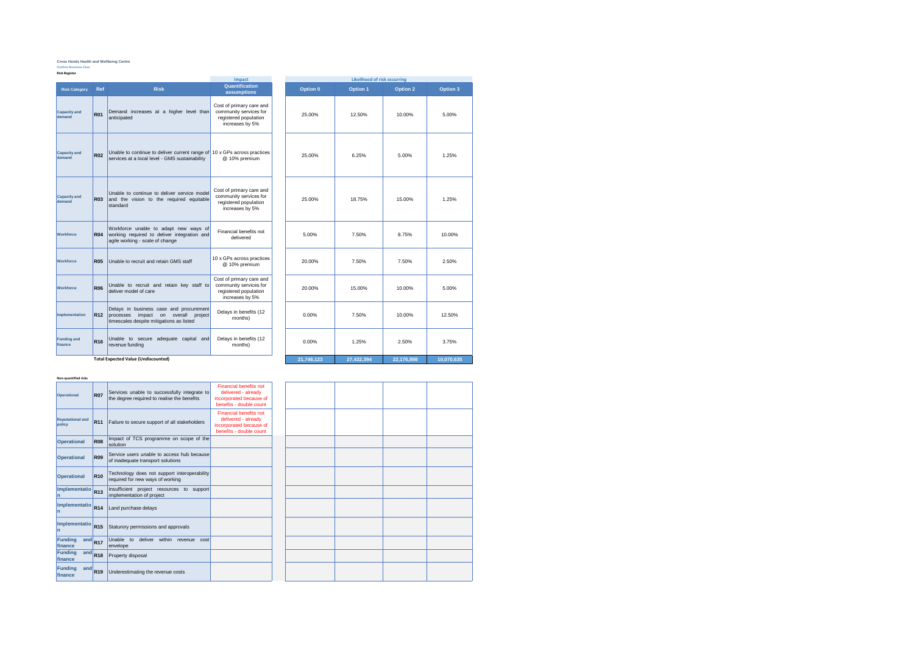**Cross Hands Health and Wellbeing Centre**

**Outline Business Case**

**Risk Register**

| Risk Category | Ref | Risk | Impact: Quantification assumptions | Likelihood of risk occurring: Option 0 | Option 1 | Option 2 | Option 3 |
|---|---|---|---|---|---|---|---|
| Capacity and demand | R01 | Demand increases at a higher level than anticipated | Cost of primary care and community services for registered population increases by 5% | 25.00% | 12.50% | 10.00% | 5.00% |
| Capacity and demand | R02 | Unable to continue to deliver current range of services at a local level - GMS sustainability | 10 x GPs across practices @ 10% premium | 25.00% | 6.25% | 5.00% | 1.25% |
| Capacity and demand | R03 | Unable to continue to deliver service model and the vision to the required equitable standard | Cost of primary care and community services for registered population increases by 5% | 25.00% | 18.75% | 15.00% | 1.25% |
| Workforce | R04 | Workforce unable to adapt new ways of working required to deliver integration and agile working - scale of change | Financial benefits not delivered | 5.00% | 7.50% | 8.75% | 10.00% |
| Workforce | R05 | Unable to recruit and retain GMS staff | 10 x GPs across practices @ 10% premium | 20.00% | 7.50% | 7.50% | 2.50% |
| Workforce | R06 | Unable to recruit and retain key staff to deliver model of care | Cost of primary care and community services for registered population increases by 5% | 20.00% | 15.00% | 10.00% | 5.00% |
| Implementation | R12 | Delays in business case and procurement processes impact on overall project timescales despite mitigations as listed | Delays in benefits (12 months) | 0.00% | 7.50% | 10.00% | 12.50% |
| Funding and finance | R16 | Unable to secure adequate capital and revenue funding | Delays in benefits (12 months) | 0.00% | 1.25% | 2.50% | 3.75% |
| **Total Expected Value (Undiscounted)** | | | | 21,746,123 | 27,432,394 | 22,176,898 | 10,070,635 |

**Non-quantified risks**

| Risk Category | Ref | Risk | Impact: Quantification assumptions | Option 0 | Option 1 | Option 2 | Option 3 |
|---|---|---|---|---|---|---|---|
| Operational | R07 | Services unable to successfully integrate to the degree required to realise the benefits | Financial benefits not delivered - already incorporated because of benefits - double count | | | | |
| Reputational and policy | R11 | Failure to secure support of all stakeholders | Financial benefits not delivered - already incorporated because of benefits - double count | | | | |
| Operational | R08 | Impact of TCS programme on scope of the solution | | | | | |
| Operational | R09 | Service users unable to access hub because of inadequate transport solutions | | | | | |
| Operational | R10 | Technology does not support interoperability required for new ways of working | | | | | |
| Implementation | R13 | Insufficient project resources to support implementation of project | | | | | |
| Implementation | R14 | Land purchase delays | | | | | |
| Implementation | R15 | Staturory permissions and approvals | | | | | |
| Funding and finance | R17 | Unable to deliver within revenue cost envelope | | | | | |
| Funding and finance | R18 | Property disposal | | | | | |
| Funding and finance | R19 | Underestimating the revenue costs | | | | | |